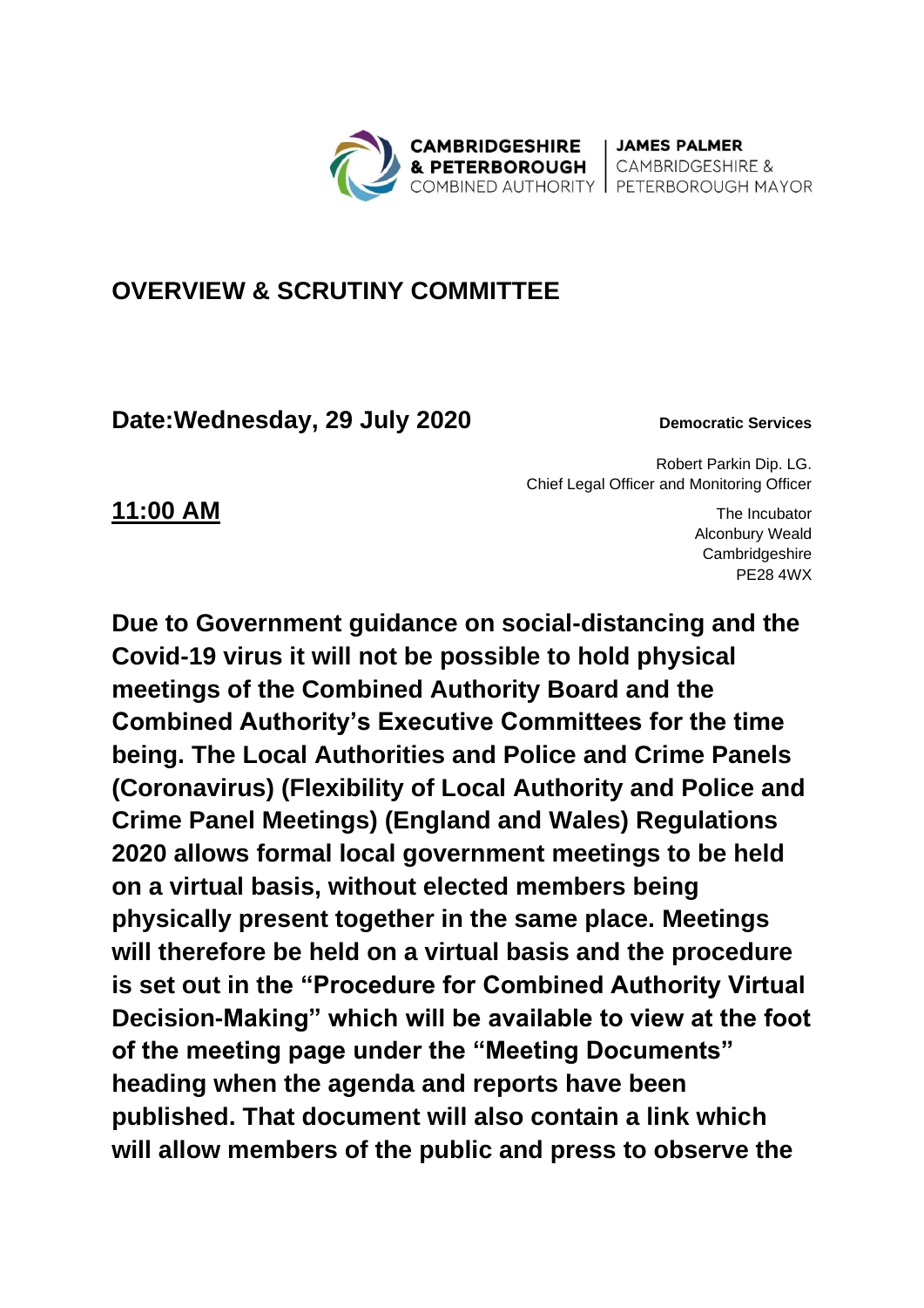CAMBRIDGESHIRE & PETERBOROUGH COMBINED AUTHORITY | JAMES PALMER CAMBRIDGESHIRE & PETERBOROUGH MAYOR

# OVERVIEW & SCRUTINY COMMITTEE

**Date:Wednesday, 29 July 2020**

**Democratic Services**

Robert Parkin Dip. LG.
Chief Legal Officer and Monitoring Officer

**11:00 AM**

The Incubator
Alconbury Weald
Cambridgeshire
PE28 4WX

**Due to Government guidance on social-distancing and the Covid-19 virus it will not be possible to hold physical meetings of the Combined Authority Board and the Combined Authority's Executive Committees for the time being. The Local Authorities and Police and Crime Panels (Coronavirus) (Flexibility of Local Authority and Police and Crime Panel Meetings) (England and Wales) Regulations 2020 allows formal local government meetings to be held on a virtual basis, without elected members being physically present together in the same place. Meetings will therefore be held on a virtual basis and the procedure is set out in the "Procedure for Combined Authority Virtual Decision-Making" which will be available to view at the foot of the meeting page under the "Meeting Documents" heading when the agenda and reports have been published. That document will also contain a link which will allow members of the public and press to observe the**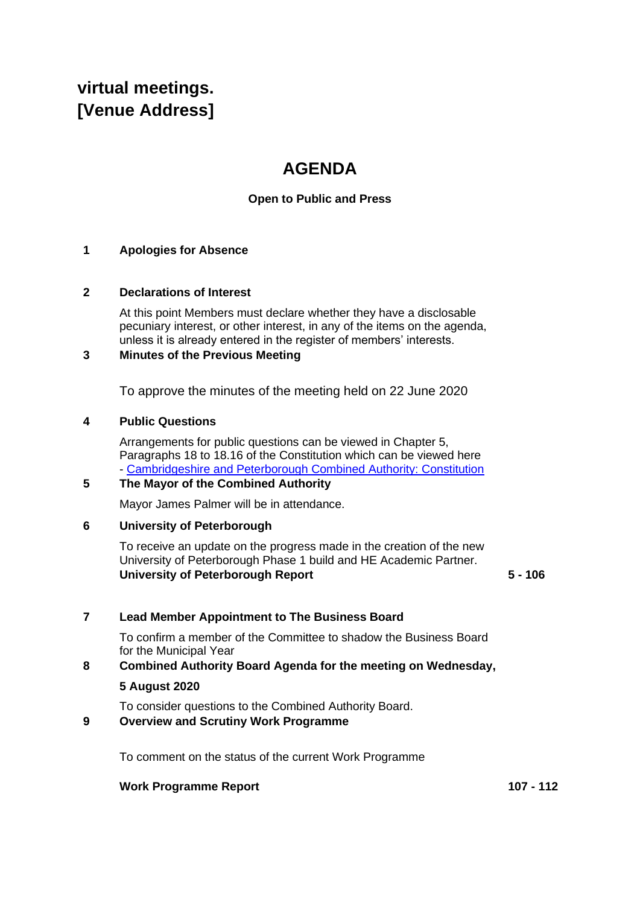# virtual meetings.
# [Venue Address]

## AGENDA

**Open to Public and Press**

**1 Apologies for Absence**

**2 Declarations of Interest**

At this point Members must declare whether they have a disclosable pecuniary interest, or other interest, in any of the items on the agenda, unless it is already entered in the register of members' interests.

**3 Minutes of the Previous Meeting**

To approve the minutes of the meeting held on 22 June 2020

**4 Public Questions**

Arrangements for public questions can be viewed in Chapter 5, Paragraphs 18 to 18.16 of the Constitution which can be viewed here - Cambridgeshire and Peterborough Combined Authority: Constitution

**5 The Mayor of the Combined Authority**

Mayor James Palmer will be in attendance.

**6 University of Peterborough**

To receive an update on the progress made in the creation of the new University of Peterborough Phase 1 build and HE Academic Partner.

**University of Peterborough Report** **5 - 106**

**7 Lead Member Appointment to The Business Board**

To confirm a member of the Committee to shadow the Business Board for the Municipal Year

**8 Combined Authority Board Agenda for the meeting on Wednesday, 5 August 2020**

To consider questions to the Combined Authority Board.

**9 Overview and Scrutiny Work Programme**

To comment on the status of the current Work Programme

**Work Programme Report** **107 - 112**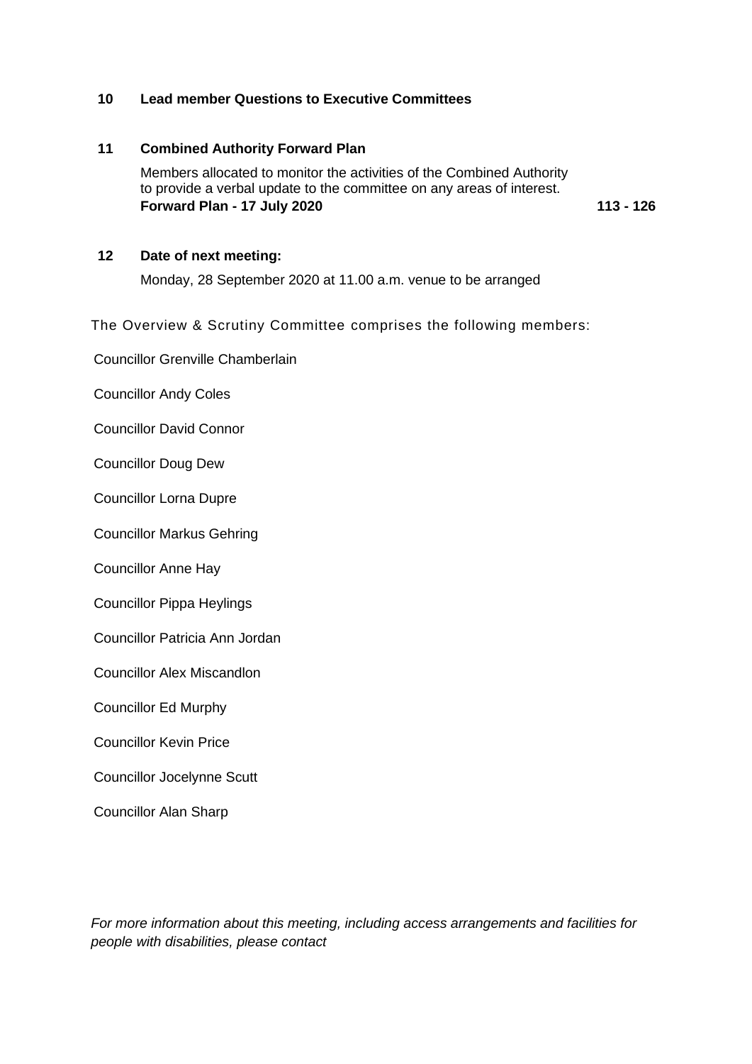**10 Lead member Questions to Executive Committees**

**11 Combined Authority Forward Plan**

Members allocated to monitor the activities of the Combined Authority to provide a verbal update to the committee on any areas of interest.

**Forward Plan - 17 July 2020** **113 - 126**

**12 Date of next meeting:**

Monday, 28 September 2020 at 11.00 a.m. venue to be arranged

The Overview & Scrutiny Committee comprises the following members:

Councillor Grenville Chamberlain

Councillor Andy Coles

Councillor David Connor

Councillor Doug Dew

Councillor Lorna Dupre

Councillor Markus Gehring

Councillor Anne Hay

Councillor Pippa Heylings

Councillor Patricia Ann Jordan

Councillor Alex Miscandlon

Councillor Ed Murphy

Councillor Kevin Price

Councillor Jocelynne Scutt

Councillor Alan Sharp

*For more information about this meeting, including access arrangements and facilities for people with disabilities, please contact*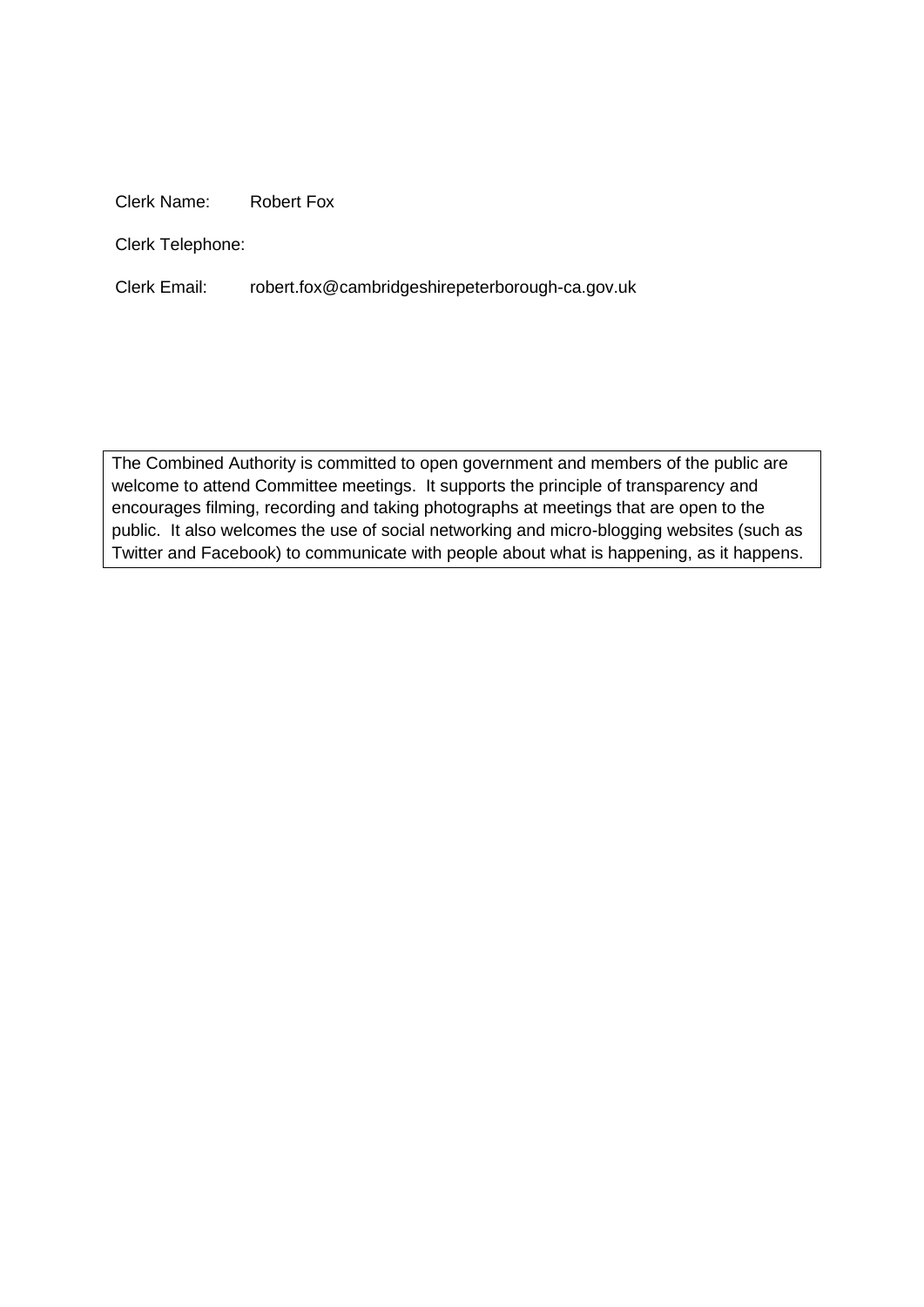Clerk Name: Robert Fox

Clerk Telephone:

Clerk Email: robert.fox@cambridgeshirepeterborough-ca.gov.uk

The Combined Authority is committed to open government and members of the public are welcome to attend Committee meetings. It supports the principle of transparency and encourages filming, recording and taking photographs at meetings that are open to the public. It also welcomes the use of social networking and micro-blogging websites (such as Twitter and Facebook) to communicate with people about what is happening, as it happens.